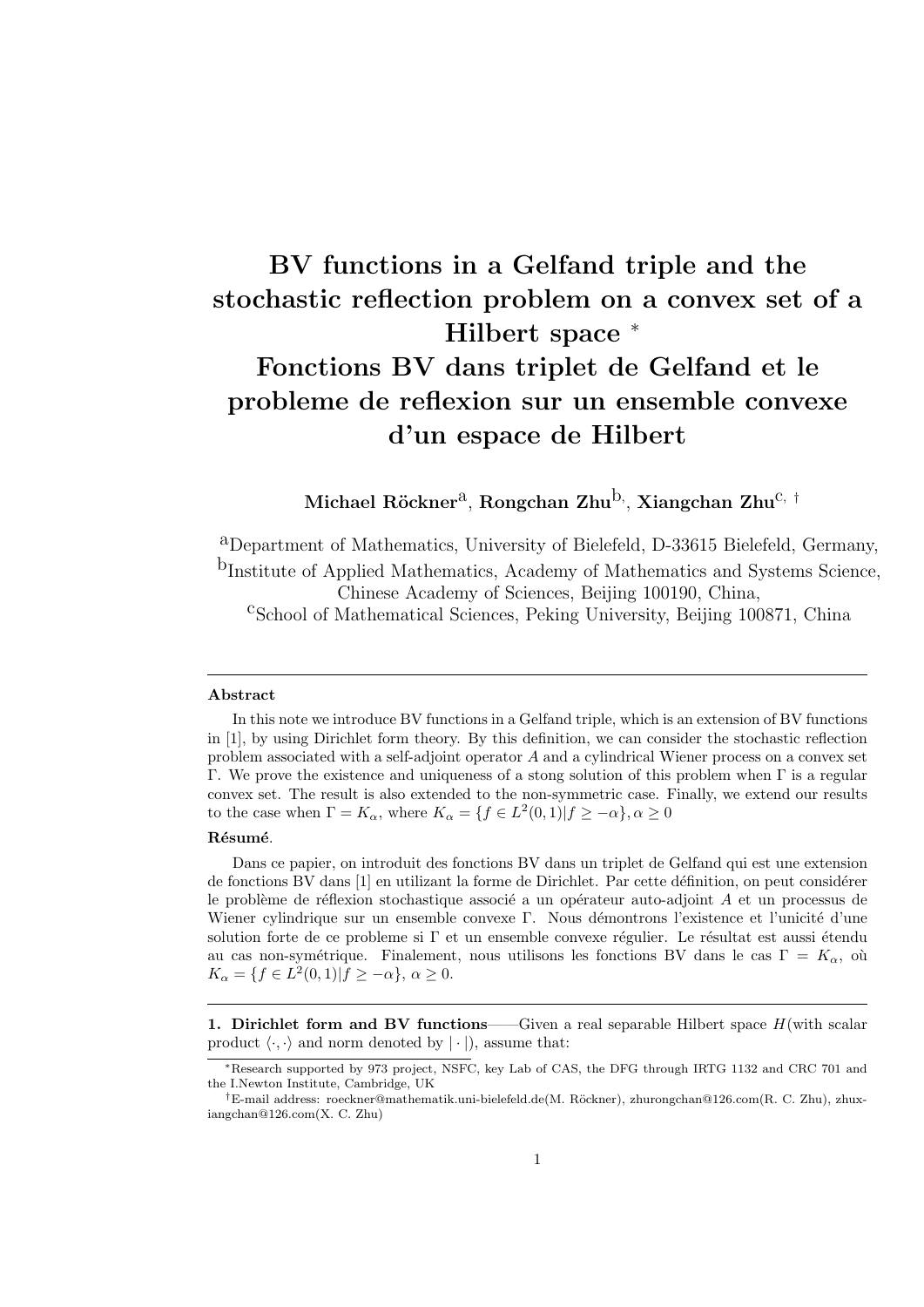# BV functions in a Gelfand triple and the stochastic reflection problem on a convex set of a Hilbert space *
# Fonctions BV dans triplet de Gelfand et le probleme de reflexion sur un ensemble convexe d'un espace de Hilbert

**Michael Röckner**[a], **Rongchan Zhu**[b], **Xiangchan Zhu**[c, †]

[a]Department of Mathematics, University of Bielefeld, D-33615 Bielefeld, Germany,
[b]Institute of Applied Mathematics, Academy of Mathematics and Systems Science, Chinese Academy of Sciences, Beijing 100190, China,
[c]School of Mathematical Sciences, Peking University, Beijing 100871, China

---

**Abstract**

In this note we introduce BV functions in a Gelfand triple, which is an extension of BV functions in [1], by using Dirichlet form theory. By this definition, we can consider the stochastic reflection problem associated with a self-adjoint operator $A$ and a cylindrical Wiener process on a convex set $\Gamma$. We prove the existence and uniqueness of a stong solution of this problem when $\Gamma$ is a regular convex set. The result is also extended to the non-symmetric case. Finally, we extend our results to the case when $\Gamma = K_\alpha$, where $K_\alpha = \{f \in L^2(0,1)|f \geq -\alpha\}, \alpha \geq 0$

**Résumé**.

Dans ce papier, on introduit des fonctions BV dans un triplet de Gelfand qui est une extension de fonctions BV dans [1] en utilizant la forme de Dirichlet. Par cette définition, on peut considérer le problème de réflexion stochastique associé a un opérateur auto-adjoint $A$ et un processus de Wiener cylindrique sur un ensemble convexe $\Gamma$. Nous démontrons l'existence et l'unicité d'une solution forte de ce probleme si $\Gamma$ et un ensemble convexe régulier. Le résultat est aussi étendu au cas non-symétrique. Finalement, nous utilisons les fonctions BV dans le cas $\Gamma = K_\alpha$, où $K_\alpha = \{f \in L^2(0,1)|f \geq -\alpha\}$, $\alpha \geq 0$.

---

**1. Dirichlet form and BV functions**——Given a real separable Hilbert space $H$(with scalar product $\langle \cdot, \cdot \rangle$ and norm denoted by $|\cdot|$), assume that:

---

*Research supported by 973 project, NSFC, key Lab of CAS, the DFG through IRTG 1132 and CRC 701 and the I.Newton Institute, Cambridge, UK

†E-mail address: roeckner@mathematik.uni-bielefeld.de(M. Röckner), zhurongchan@126.com(R. C. Zhu), zhuxiangchan@126.com(X. C. Zhu)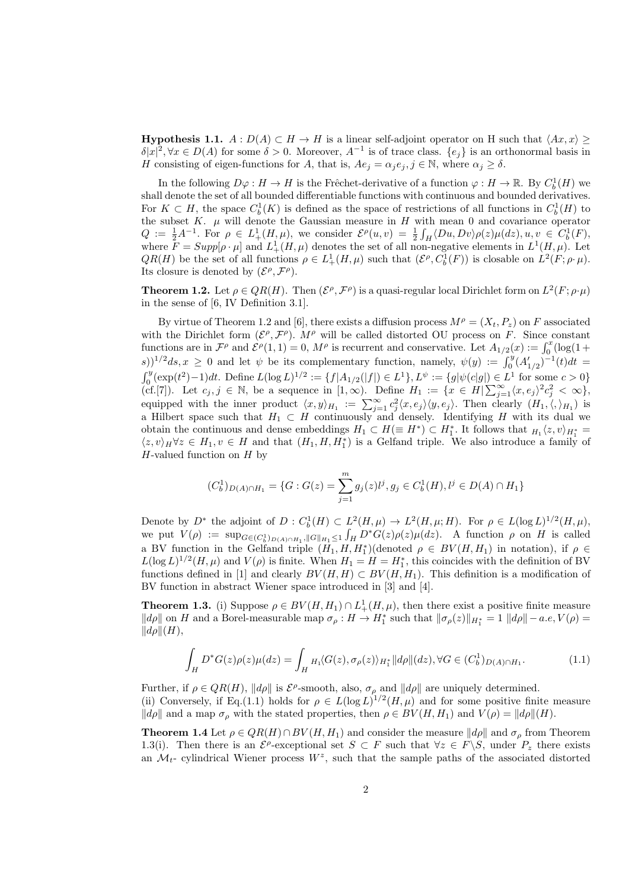**Hypothesis 1.1.** $A : D(A) \subset H \to H$ is a linear self-adjoint operator on H such that $\langle Ax, x\rangle \geq \delta|x|^2, \forall x \in D(A)$ for some $\delta > 0$. Moreover, $A^{-1}$ is of trace class. $\{e_j\}$ is an orthonormal basis in $H$ consisting of eigen-functions for $A$, that is, $Ae_j = \alpha_j e_j, j \in \mathbb{N}$, where $\alpha_j \geq \delta$.

In the following $D\varphi : H \to H$ is the Frêchet-derivative of a function $\varphi : H \to \mathbb{R}$. By $C_b^1(H)$ we shall denote the set of all bounded differentiable functions with continuous and bounded derivatives. For $K \subset H$, the space $C_b^1(K)$ is defined as the space of restrictions of all functions in $C_b^1(H)$ to the subset $K$. $\mu$ will denote the Gaussian measure in $H$ with mean 0 and covariance operator $Q := \frac{1}{2}A^{-1}$. For $\rho \in L_+^1(H,\mu)$, we consider $\mathcal{E}^\rho(u,v) = \frac{1}{2}\int_H \langle Du, Dv\rangle \rho(z)\mu(dz), u, v \in C_b^1(F)$, where $F = Supp[\rho \cdot \mu]$ and $L_+^1(H,\mu)$ denotes the set of all non-negative elements in $L^1(H,\mu)$. Let $QR(H)$ be the set of all functions $\rho \in L_+^1(H,\mu)$ such that $(\mathcal{E}^\rho, C_b^1(F))$ is closable on $L^2(F;\rho\cdot\mu)$. Its closure is denoted by $(\mathcal{E}^\rho, \mathcal{F}^\rho)$.

**Theorem 1.2.** Let $\rho \in QR(H)$. Then $(\mathcal{E}^\rho, \mathcal{F}^\rho)$ is a quasi-regular local Dirichlet form on $L^2(F;\rho\cdot\mu)$ in the sense of [6, IV Definition 3.1].

By virtue of Theorem 1.2 and [6], there exists a diffusion process $M^\rho = (X_t, P_z)$ on $F$ associated with the Dirichlet form $(\mathcal{E}^\rho, \mathcal{F}^\rho)$. $M^\rho$ will be called distorted OU process on $F$. Since constant functions are in $\mathcal{F}^\rho$ and $\mathcal{E}^\rho(1,1) = 0$, $M^\rho$ is recurrent and conservative. Let $A_{1/2}(x) := \int_0^x (\log(1+s))^{1/2} ds, x \geq 0$ and let $\psi$ be its complementary function, namely, $\psi(y) := \int_0^y (A'_{1/2})^{-1}(t)dt = \int_0^y (\exp(t^2)-1)dt$. Define $L(\log L)^{1/2} := \{f | A_{1/2}(|f|) \in L^1\}, L^\psi := \{g | \psi(c|g|) \in L^1 \text{ for some } c > 0\}$ (cf.[7]). Let $c_j, j \in \mathbb{N}$, be a sequence in $[1,\infty)$. Define $H_1 := \{x \in H | \sum_{j=1}^\infty \langle x, e_j\rangle^2 c_j^2 < \infty\}$, equipped with the inner product $\langle x, y\rangle_{H_1} := \sum_{j=1}^\infty c_j^2 \langle x, e_j\rangle\langle y, e_j\rangle$. Then clearly $(H_1, \langle,\rangle_{H_1})$ is a Hilbert space such that $H_1 \subset H$ continuously and densely. Identifying $H$ with its dual we obtain the continuous and dense embeddings $H_1 \subset H(\equiv H^*) \subset H_1^*$. It follows that ${}_{H_1}\langle z, v\rangle_{H_1^*} = \langle z, v\rangle_H \forall z \in H_1, v \in H$ and that $(H_1, H, H_1^*)$ is a Gelfand triple. We also introduce a family of $H$-valued function on $H$ by

$$(C_b^1)_{D(A)\cap H_1} = \{G : G(z) = \sum_{j=1}^m g_j(z) l^j, g_j \in C_b^1(H), l^j \in D(A) \cap H_1\}$$

Denote by $D^*$ the adjoint of $D : C_b^1(H) \subset L^2(H,\mu) \to L^2(H,\mu;H)$. For $\rho \in L(\log L)^{1/2}(H,\mu)$, we put $V(\rho) := \sup_{G \in (C_b^1)_{D(A)\cap H_1}, \|G\|_{H_1} \leq 1} \int_H D^*G(z)\rho(z)\mu(dz)$. A function $\rho$ on $H$ is called a BV function in the Gelfand triple $(H_1, H, H_1^*)$(denoted $\rho \in BV(H, H_1)$ in notation), if $\rho \in L(\log L)^{1/2}(H,\mu)$ and $V(\rho)$ is finite. When $H_1 = H = H_1^*$, this coincides with the definition of BV functions defined in [1] and clearly $BV(H,H) \subset BV(H,H_1)$. This definition is a modification of BV function in abstract Wiener space introduced in [3] and [4].

**Theorem 1.3.** (i) Suppose $\rho \in BV(H,H_1) \cap L_+^1(H,\mu)$, then there exist a positive finite measure $\|d\rho\|$ on $H$ and a Borel-measurable map $\sigma_\rho : H \to H_1^*$ such that $\|\sigma_\rho(z)\|_{H_1^*} = 1$ $\|d\rho\| - a.e, V(\rho) = \|d\rho\|(H)$,

$$\int_H D^*G(z)\rho(z)\mu(dz) = \int_H {}_{H_1}\langle G(z), \sigma_\rho(z)\rangle_{H_1^*} \|d\rho\|(dz), \forall G \in (C_b^1)_{D(A)\cap H_1}. \tag{1.1}$$

Further, if $\rho \in QR(H)$, $\|d\rho\|$ is $\mathcal{E}^\rho$-smooth, also, $\sigma_\rho$ and $\|d\rho\|$ are uniquely determined.
(ii) Conversely, if Eq.(1.1) holds for $\rho \in L(\log L)^{1/2}(H,\mu)$ and for some positive finite measure $\|d\rho\|$ and a map $\sigma_\rho$ with the stated properties, then $\rho \in BV(H,H_1)$ and $V(\rho) = \|d\rho\|(H)$.

**Theorem 1.4** Let $\rho \in QR(H) \cap BV(H,H_1)$ and consider the measure $\|d\rho\|$ and $\sigma_\rho$ from Theorem 1.3(i). Then there is an $\mathcal{E}^\rho$-exceptional set $S \subset F$ such that $\forall z \in F\backslash S$, under $P_z$ there exists an $\mathcal{M}_t$- cylindrical Wiener process $W^z$, such that the sample paths of the associated distorted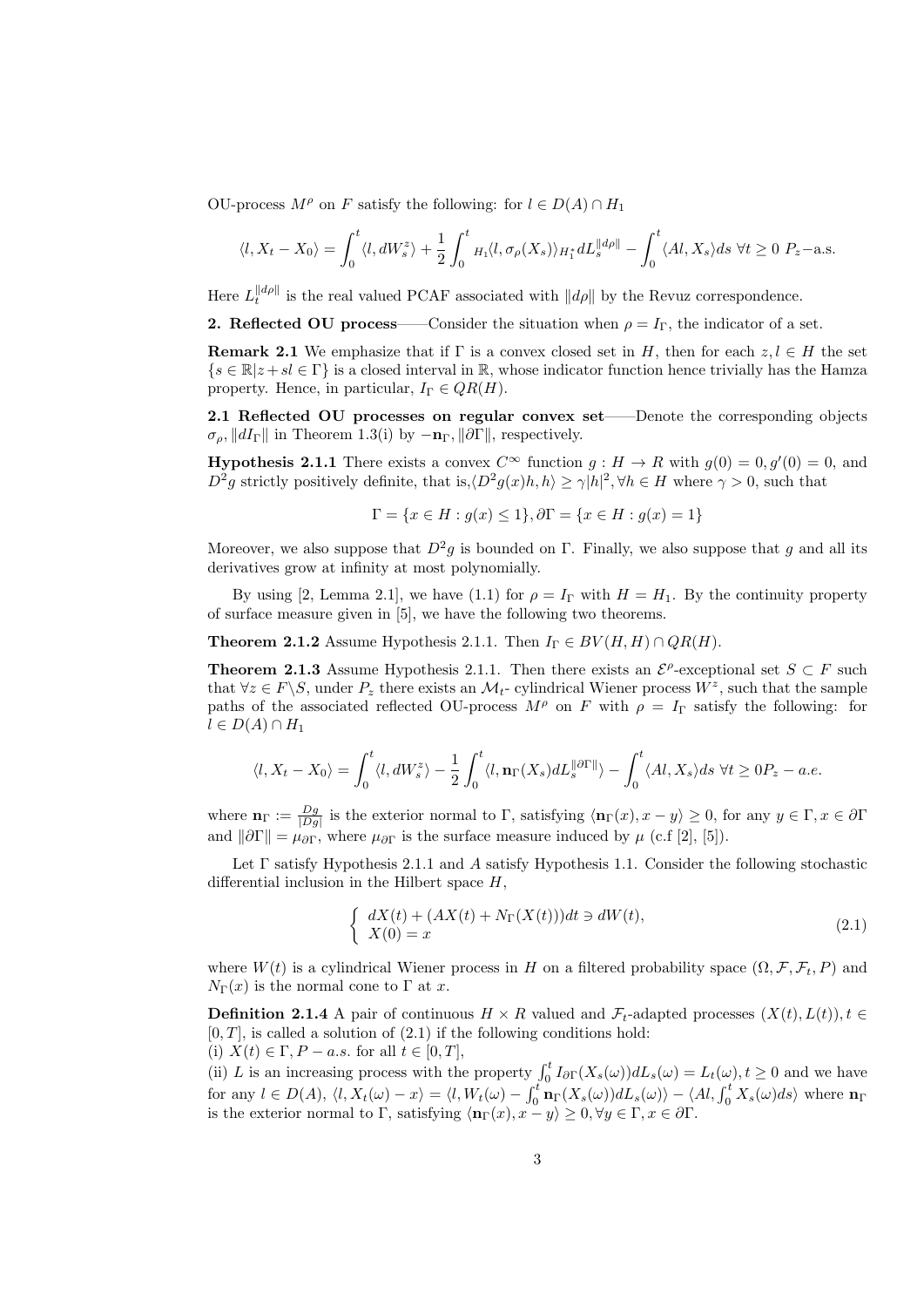OU-process $M^\rho$ on $F$ satisfy the following: for $l \in D(A) \cap H_1$

$$\langle l, X_t - X_0 \rangle = \int_0^t \langle l, dW_s^z \rangle + \frac{1}{2} \int_0^t {}_{H_1}\langle l, \sigma_\rho(X_s) \rangle_{H_1^*} dL_s^{\|d\rho\|} - \int_0^t \langle Al, X_s \rangle ds \ \forall t \geq 0 \ P_z\text{−a.s.}$$

Here $L_t^{\|d\rho\|}$ is the real valued PCAF associated with $\|d\rho\|$ by the Revuz correspondence.

**2. Reflected OU process**——Consider the situation when $\rho = I_\Gamma$, the indicator of a set.

**Remark 2.1** We emphasize that if $\Gamma$ is a convex closed set in $H$, then for each $z, l \in H$ the set $\{s \in \mathbb{R} | z + sl \in \Gamma\}$ is a closed interval in $\mathbb{R}$, whose indicator function hence trivially has the Hamza property. Hence, in particular, $I_\Gamma \in QR(H)$.

**2.1 Reflected OU processes on regular convex set**——Denote the corresponding objects $\sigma_\rho, \|dI_\Gamma\|$ in Theorem 1.3(i) by $-\mathbf{n}_\Gamma, \|\partial\Gamma\|$, respectively.

**Hypothesis 2.1.1** There exists a convex $C^\infty$ function $g : H \to R$ with $g(0) = 0, g'(0) = 0$, and $D^2 g$ strictly positively definite, that is,$\langle D^2 g(x)h, h \rangle \geq \gamma |h|^2, \forall h \in H$ where $\gamma > 0$, such that

$$\Gamma = \{x \in H : g(x) \leq 1\}, \partial\Gamma = \{x \in H : g(x) = 1\}$$

Moreover, we also suppose that $D^2 g$ is bounded on $\Gamma$. Finally, we also suppose that $g$ and all its derivatives grow at infinity at most polynomially.

By using [2, Lemma 2.1], we have (1.1) for $\rho = I_\Gamma$ with $H = H_1$. By the continuity property of surface measure given in [5], we have the following two theorems.

**Theorem 2.1.2** Assume Hypothesis 2.1.1. Then $I_\Gamma \in BV(H, H) \cap QR(H)$.

**Theorem 2.1.3** Assume Hypothesis 2.1.1. Then there exists an $\mathcal{E}^\rho$-exceptional set $S \subset F$ such that $\forall z \in F \backslash S$, under $P_z$ there exists an $\mathcal{M}_t$- cylindrical Wiener process $W^z$, such that the sample paths of the associated reflected OU-process $M^\rho$ on $F$ with $\rho = I_\Gamma$ satisfy the following: for $l \in D(A) \cap H_1$

$$\langle l, X_t - X_0 \rangle = \int_0^t \langle l, dW_s^z \rangle - \frac{1}{2} \int_0^t \langle l, \mathbf{n}_\Gamma(X_s) dL_s^{\|\partial\Gamma\|} \rangle - \int_0^t \langle Al, X_s \rangle ds \ \forall t \geq 0 P_z - a.e.$$

where $\mathbf{n}_\Gamma := \frac{Dg}{|Dg|}$ is the exterior normal to $\Gamma$, satisfying $\langle \mathbf{n}_\Gamma(x), x - y \rangle \geq 0$, for any $y \in \Gamma, x \in \partial\Gamma$ and $\|\partial\Gamma\| = \mu_{\partial\Gamma}$, where $\mu_{\partial\Gamma}$ is the surface measure induced by $\mu$ (c.f [2], [5]).

Let $\Gamma$ satisfy Hypothesis 2.1.1 and $A$ satisfy Hypothesis 1.1. Consider the following stochastic differential inclusion in the Hilbert space $H$,

$$\begin{cases} dX(t) + (AX(t) + N_\Gamma(X(t)))dt \ni dW(t), \\ X(0) = x \end{cases} \tag{2.1}$$

where $W(t)$ is a cylindrical Wiener process in $H$ on a filtered probability space $(\Omega, \mathcal{F}, \mathcal{F}_t, P)$ and $N_\Gamma(x)$ is the normal cone to $\Gamma$ at $x$.

**Definition 2.1.4** A pair of continuous $H \times R$ valued and $\mathcal{F}_t$-adapted processes $(X(t), L(t)), t \in [0, T]$, is called a solution of (2.1) if the following conditions hold:
(i) $X(t) \in \Gamma, P - a.s.$ for all $t \in [0, T]$,
(ii) $L$ is an increasing process with the property $\int_0^t I_{\partial\Gamma}(X_s(\omega)) dL_s(\omega) = L_t(\omega), t \geq 0$ and we have for any $l \in D(A)$, $\langle l, X_t(\omega) - x \rangle = \langle l, W_t(\omega) - \int_0^t \mathbf{n}_\Gamma(X_s(\omega)) dL_s(\omega) \rangle - \langle Al, \int_0^t X_s(\omega) ds \rangle$ where $\mathbf{n}_\Gamma$ is the exterior normal to $\Gamma$, satisfying $\langle \mathbf{n}_\Gamma(x), x - y \rangle \geq 0, \forall y \in \Gamma, x \in \partial\Gamma$.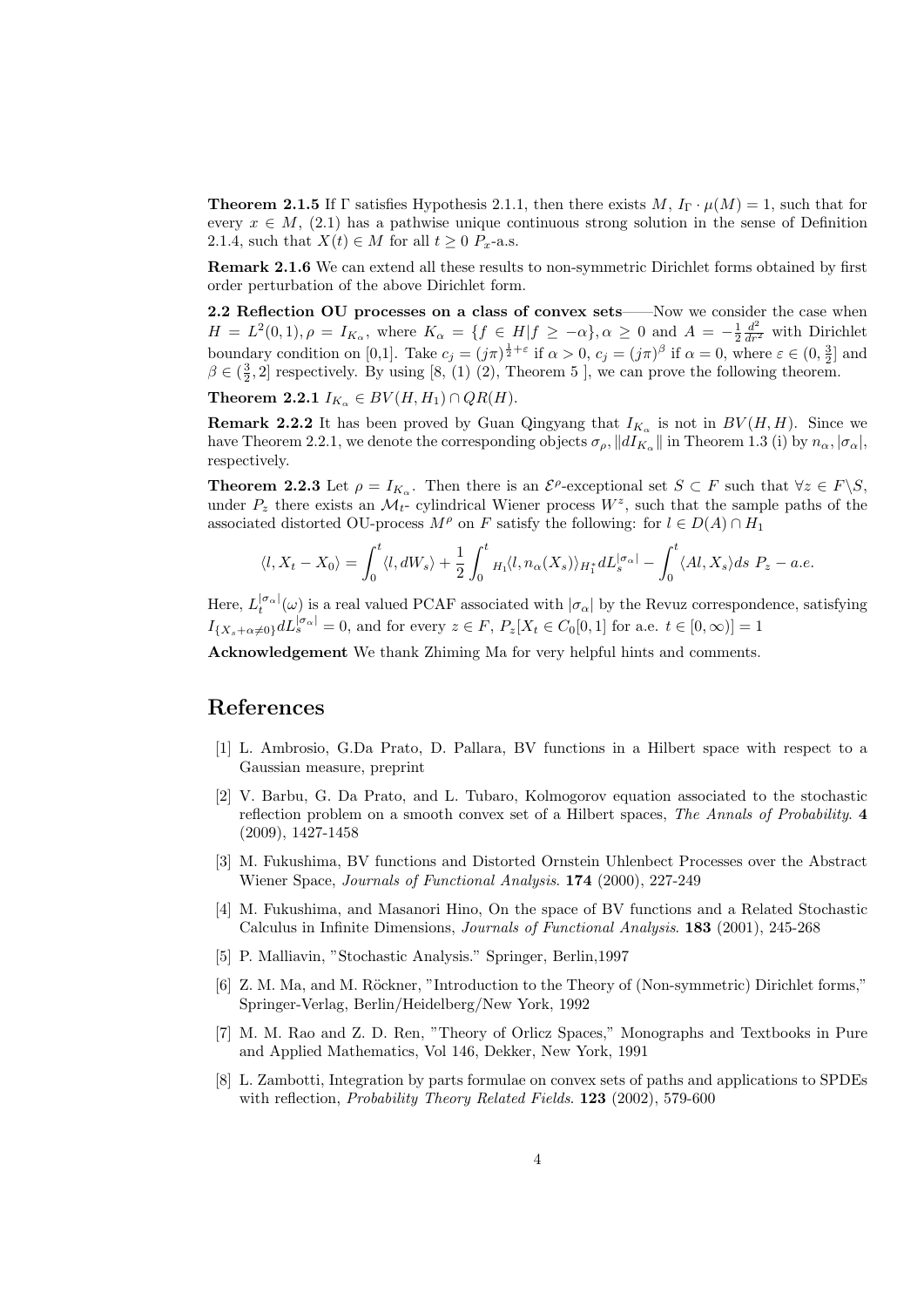**Theorem 2.1.5** If $\Gamma$ satisfies Hypothesis 2.1.1, then there exists $M$, $I_\Gamma \cdot \mu(M) = 1$, such that for every $x \in M$, (2.1) has a pathwise unique continuous strong solution in the sense of Definition 2.1.4, such that $X(t) \in M$ for all $t \geq 0$ $P_x$-a.s.

**Remark 2.1.6** We can extend all these results to non-symmetric Dirichlet forms obtained by first order perturbation of the above Dirichlet form.

**2.2 Reflection OU processes on a class of convex sets**——Now we consider the case when $H = L^2(0,1), \rho = I_{K_\alpha}$, where $K_\alpha = \{f \in H | f \geq -\alpha\}, \alpha \geq 0$ and $A = -\frac{1}{2}\frac{d^2}{dr^2}$ with Dirichlet boundary condition on [0,1]. Take $c_j = (j\pi)^{\frac{1}{2}+\varepsilon}$ if $\alpha > 0$, $c_j = (j\pi)^\beta$ if $\alpha = 0$, where $\varepsilon \in (0, \frac{3}{2}]$ and $\beta \in (\frac{3}{2}, 2]$ respectively. By using [8, (1) (2), Theorem 5 ], we can prove the following theorem.

**Theorem 2.2.1** $I_{K_\alpha} \in BV(H, H_1) \cap QR(H)$.

**Remark 2.2.2** It has been proved by Guan Qingyang that $I_{K_\alpha}$ is not in $BV(H, H)$. Since we have Theorem 2.2.1, we denote the corresponding objects $\sigma_\rho, \|dI_{K_\alpha}\|$ in Theorem 1.3 (i) by $n_\alpha, |\sigma_\alpha|$, respectively.

**Theorem 2.2.3** Let $\rho = I_{K_\alpha}$. Then there is an $\mathcal{E}^\rho$-exceptional set $S \subset F$ such that $\forall z \in F \backslash S$, under $P_z$ there exists an $\mathcal{M}_t$- cylindrical Wiener process $W^z$, such that the sample paths of the associated distorted OU-process $M^\rho$ on $F$ satisfy the following: for $l \in D(A) \cap H_1$

$$\langle l, X_t - X_0 \rangle = \int_0^t \langle l, dW_s \rangle + \frac{1}{2} \int_0^t {}_{H_1}\langle l, n_\alpha(X_s) \rangle_{H_1^*} dL_s^{|\sigma_\alpha|} - \int_0^t \langle Al, X_s \rangle ds \ P_z - a.e.$$

Here, $L_t^{|\sigma_\alpha|}(\omega)$ is a real valued PCAF associated with $|\sigma_\alpha|$ by the Revuz correspondence, satisfying $I_{\{X_s+\alpha \neq 0\}} dL_s^{|\sigma_\alpha|} = 0$, and for every $z \in F$, $P_z[X_t \in C_0[0,1]$ for a.e. $t \in [0, \infty)] = 1$

**Acknowledgement** We thank Zhiming Ma for very helpful hints and comments.

# References

[1] L. Ambrosio, G.Da Prato, D. Pallara, BV functions in a Hilbert space with respect to a Gaussian measure, preprint

[2] V. Barbu, G. Da Prato, and L. Tubaro, Kolmogorov equation associated to the stochastic reflection problem on a smooth convex set of a Hilbert spaces, *The Annals of Probability*. **4** (2009), 1427-1458

[3] M. Fukushima, BV functions and Distorted Ornstein Uhlenbect Processes over the Abstract Wiener Space, *Journals of Functional Analysis*. **174** (2000), 227-249

[4] M. Fukushima, and Masanori Hino, On the space of BV functions and a Related Stochastic Calculus in Infinite Dimensions, *Journals of Functional Analysis*. **183** (2001), 245-268

[5] P. Malliavin, "Stochastic Analysis." Springer, Berlin,1997

[6] Z. M. Ma, and M. Röckner, "Introduction to the Theory of (Non-symmetric) Dirichlet forms," Springer-Verlag, Berlin/Heidelberg/New York, 1992

[7] M. M. Rao and Z. D. Ren, "Theory of Orlicz Spaces," Monographs and Textbooks in Pure and Applied Mathematics, Vol 146, Dekker, New York, 1991

[8] L. Zambotti, Integration by parts formulae on convex sets of paths and applications to SPDEs with reflection, *Probability Theory Related Fields*. **123** (2002), 579-600